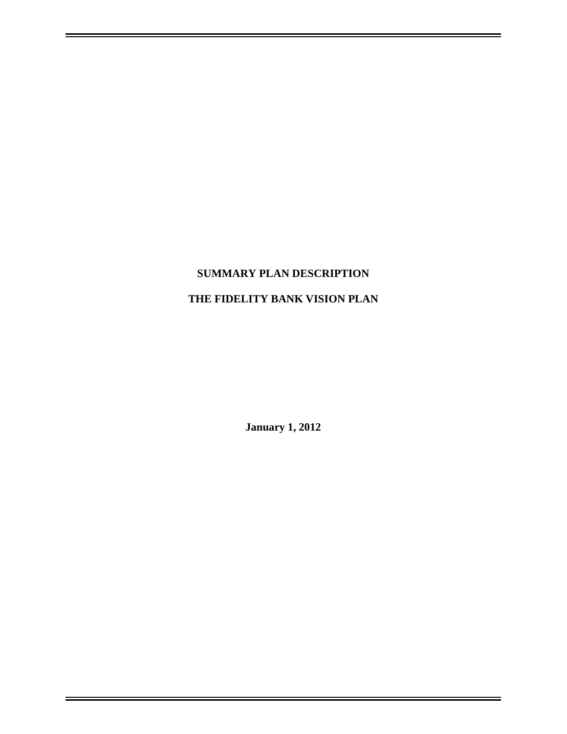# SUMMARY PLAN DESCRIPTION

# THE FIDELITY BANK VISION PLAN

**January 1, 2012**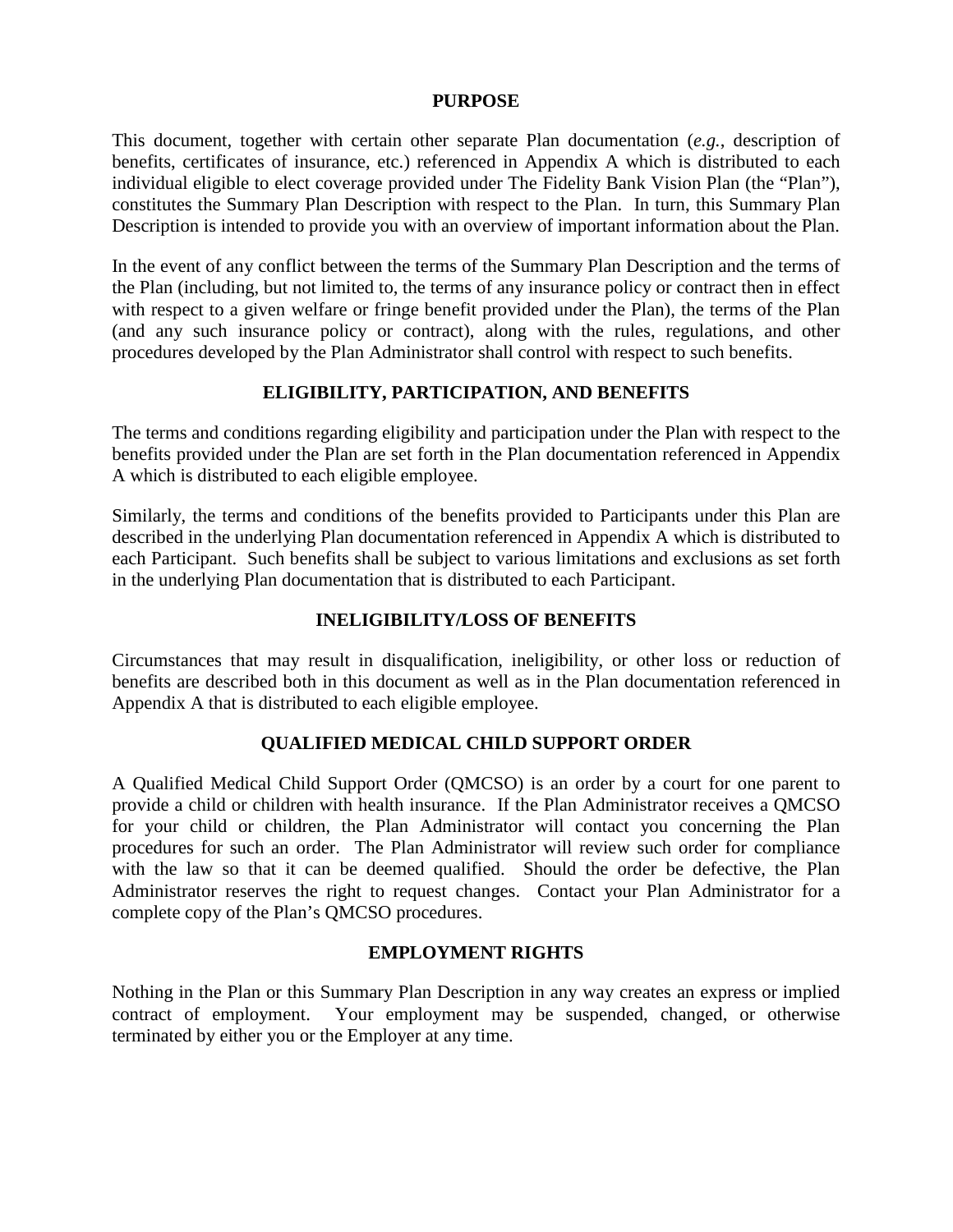## PURPOSE

This document, together with certain other separate Plan documentation (*e.g.*, description of benefits, certificates of insurance, etc.) referenced in Appendix A which is distributed to each individual eligible to elect coverage provided under The Fidelity Bank Vision Plan (the "Plan"), constitutes the Summary Plan Description with respect to the Plan. In turn, this Summary Plan Description is intended to provide you with an overview of important information about the Plan.

In the event of any conflict between the terms of the Summary Plan Description and the terms of the Plan (including, but not limited to, the terms of any insurance policy or contract then in effect with respect to a given welfare or fringe benefit provided under the Plan), the terms of the Plan (and any such insurance policy or contract), along with the rules, regulations, and other procedures developed by the Plan Administrator shall control with respect to such benefits.

## ELIGIBILITY, PARTICIPATION, AND BENEFITS

The terms and conditions regarding eligibility and participation under the Plan with respect to the benefits provided under the Plan are set forth in the Plan documentation referenced in Appendix A which is distributed to each eligible employee.

Similarly, the terms and conditions of the benefits provided to Participants under this Plan are described in the underlying Plan documentation referenced in Appendix A which is distributed to each Participant. Such benefits shall be subject to various limitations and exclusions as set forth in the underlying Plan documentation that is distributed to each Participant.

## INELIGIBILITY/LOSS OF BENEFITS

Circumstances that may result in disqualification, ineligibility, or other loss or reduction of benefits are described both in this document as well as in the Plan documentation referenced in Appendix A that is distributed to each eligible employee.

## QUALIFIED MEDICAL CHILD SUPPORT ORDER

A Qualified Medical Child Support Order (QMCSO) is an order by a court for one parent to provide a child or children with health insurance. If the Plan Administrator receives a QMCSO for your child or children, the Plan Administrator will contact you concerning the Plan procedures for such an order. The Plan Administrator will review such order for compliance with the law so that it can be deemed qualified. Should the order be defective, the Plan Administrator reserves the right to request changes. Contact your Plan Administrator for a complete copy of the Plan's QMCSO procedures.

## EMPLOYMENT RIGHTS

Nothing in the Plan or this Summary Plan Description in any way creates an express or implied contract of employment. Your employment may be suspended, changed, or otherwise terminated by either you or the Employer at any time.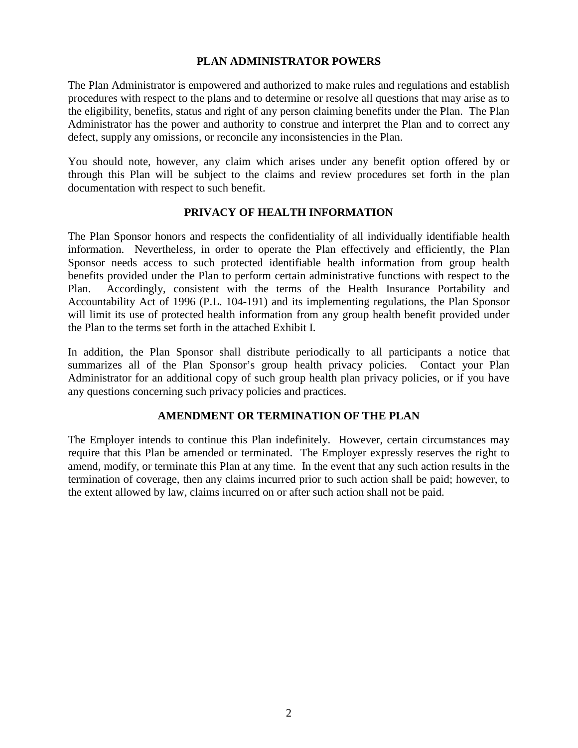## PLAN ADMINISTRATOR POWERS

The Plan Administrator is empowered and authorized to make rules and regulations and establish procedures with respect to the plans and to determine or resolve all questions that may arise as to the eligibility, benefits, status and right of any person claiming benefits under the Plan. The Plan Administrator has the power and authority to construe and interpret the Plan and to correct any defect, supply any omissions, or reconcile any inconsistencies in the Plan.

You should note, however, any claim which arises under any benefit option offered by or through this Plan will be subject to the claims and review procedures set forth in the plan documentation with respect to such benefit.

## PRIVACY OF HEALTH INFORMATION

The Plan Sponsor honors and respects the confidentiality of all individually identifiable health information. Nevertheless, in order to operate the Plan effectively and efficiently, the Plan Sponsor needs access to such protected identifiable health information from group health benefits provided under the Plan to perform certain administrative functions with respect to the Plan. Accordingly, consistent with the terms of the Health Insurance Portability and Accountability Act of 1996 (P.L. 104-191) and its implementing regulations, the Plan Sponsor will limit its use of protected health information from any group health benefit provided under the Plan to the terms set forth in the attached Exhibit I.

In addition, the Plan Sponsor shall distribute periodically to all participants a notice that summarizes all of the Plan Sponsor's group health privacy policies. Contact your Plan Administrator for an additional copy of such group health plan privacy policies, or if you have any questions concerning such privacy policies and practices.

## AMENDMENT OR TERMINATION OF THE PLAN

The Employer intends to continue this Plan indefinitely. However, certain circumstances may require that this Plan be amended or terminated. The Employer expressly reserves the right to amend, modify, or terminate this Plan at any time. In the event that any such action results in the termination of coverage, then any claims incurred prior to such action shall be paid; however, to the extent allowed by law, claims incurred on or after such action shall not be paid.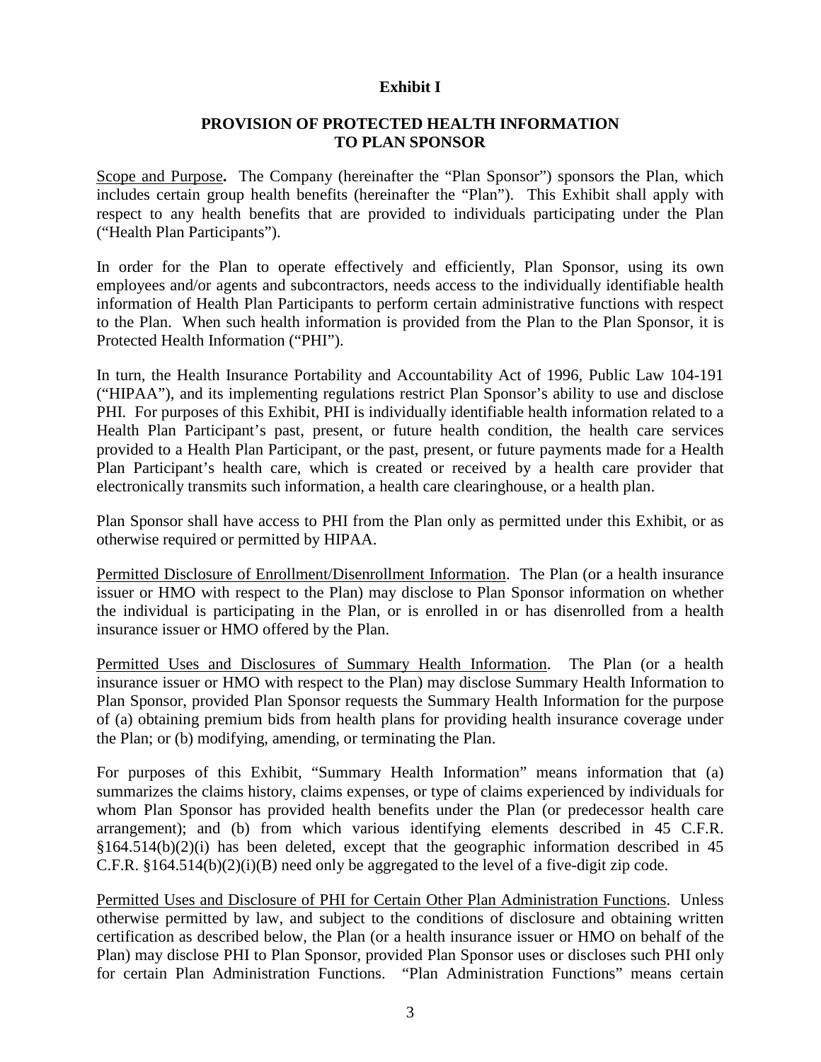**Exhibit I**

**PROVISION OF PROTECTED HEALTH INFORMATION TO PLAN SPONSOR**

Scope and Purpose**.** The Company (hereinafter the "Plan Sponsor") sponsors the Plan, which includes certain group health benefits (hereinafter the "Plan"). This Exhibit shall apply with respect to any health benefits that are provided to individuals participating under the Plan ("Health Plan Participants").

In order for the Plan to operate effectively and efficiently, Plan Sponsor, using its own employees and/or agents and subcontractors, needs access to the individually identifiable health information of Health Plan Participants to perform certain administrative functions with respect to the Plan. When such health information is provided from the Plan to the Plan Sponsor, it is Protected Health Information ("PHI").

In turn, the Health Insurance Portability and Accountability Act of 1996, Public Law 104-191 ("HIPAA"), and its implementing regulations restrict Plan Sponsor's ability to use and disclose PHI. For purposes of this Exhibit, PHI is individually identifiable health information related to a Health Plan Participant's past, present, or future health condition, the health care services provided to a Health Plan Participant, or the past, present, or future payments made for a Health Plan Participant's health care, which is created or received by a health care provider that electronically transmits such information, a health care clearinghouse, or a health plan.

Plan Sponsor shall have access to PHI from the Plan only as permitted under this Exhibit, or as otherwise required or permitted by HIPAA.

Permitted Disclosure of Enrollment/Disenrollment Information. The Plan (or a health insurance issuer or HMO with respect to the Plan) may disclose to Plan Sponsor information on whether the individual is participating in the Plan, or is enrolled in or has disenrolled from a health insurance issuer or HMO offered by the Plan.

Permitted Uses and Disclosures of Summary Health Information. The Plan (or a health insurance issuer or HMO with respect to the Plan) may disclose Summary Health Information to Plan Sponsor, provided Plan Sponsor requests the Summary Health Information for the purpose of (a) obtaining premium bids from health plans for providing health insurance coverage under the Plan; or (b) modifying, amending, or terminating the Plan.

For purposes of this Exhibit, "Summary Health Information" means information that (a) summarizes the claims history, claims expenses, or type of claims experienced by individuals for whom Plan Sponsor has provided health benefits under the Plan (or predecessor health care arrangement); and (b) from which various identifying elements described in 45 C.F.R. §164.514(b)(2)(i) has been deleted, except that the geographic information described in 45 C.F.R. §164.514(b)(2)(i)(B) need only be aggregated to the level of a five-digit zip code.

Permitted Uses and Disclosure of PHI for Certain Other Plan Administration Functions. Unless otherwise permitted by law, and subject to the conditions of disclosure and obtaining written certification as described below, the Plan (or a health insurance issuer or HMO on behalf of the Plan) may disclose PHI to Plan Sponsor, provided Plan Sponsor uses or discloses such PHI only for certain Plan Administration Functions. "Plan Administration Functions" means certain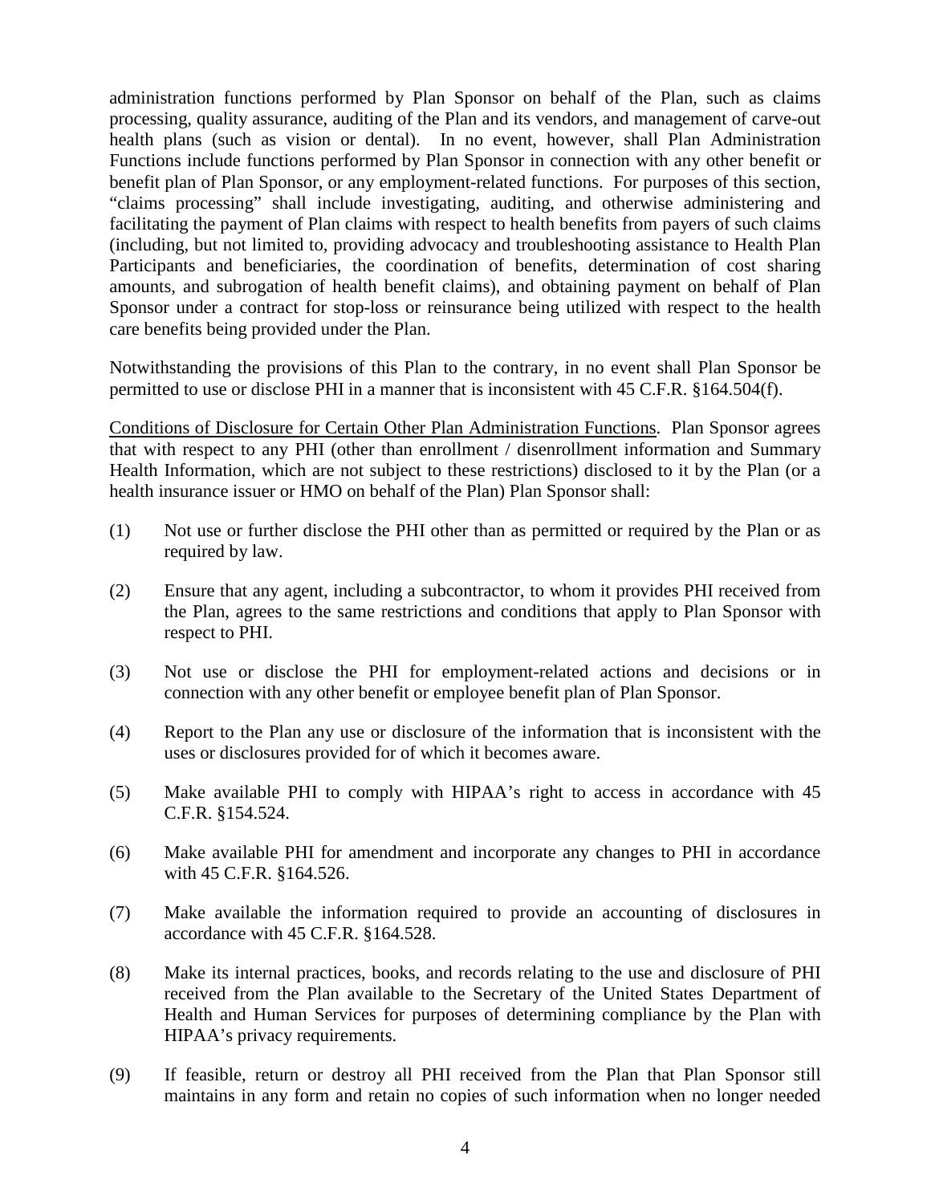administration functions performed by Plan Sponsor on behalf of the Plan, such as claims processing, quality assurance, auditing of the Plan and its vendors, and management of carve-out health plans (such as vision or dental). In no event, however, shall Plan Administration Functions include functions performed by Plan Sponsor in connection with any other benefit or benefit plan of Plan Sponsor, or any employment-related functions. For purposes of this section, "claims processing" shall include investigating, auditing, and otherwise administering and facilitating the payment of Plan claims with respect to health benefits from payers of such claims (including, but not limited to, providing advocacy and troubleshooting assistance to Health Plan Participants and beneficiaries, the coordination of benefits, determination of cost sharing amounts, and subrogation of health benefit claims), and obtaining payment on behalf of Plan Sponsor under a contract for stop-loss or reinsurance being utilized with respect to the health care benefits being provided under the Plan.

Notwithstanding the provisions of this Plan to the contrary, in no event shall Plan Sponsor be permitted to use or disclose PHI in a manner that is inconsistent with 45 C.F.R. §164.504(f).

<u>Conditions of Disclosure for Certain Other Plan Administration Functions</u>. Plan Sponsor agrees that with respect to any PHI (other than enrollment / disenrollment information and Summary Health Information, which are not subject to these restrictions) disclosed to it by the Plan (or a health insurance issuer or HMO on behalf of the Plan) Plan Sponsor shall:

(1) Not use or further disclose the PHI other than as permitted or required by the Plan or as required by law.

(2) Ensure that any agent, including a subcontractor, to whom it provides PHI received from the Plan, agrees to the same restrictions and conditions that apply to Plan Sponsor with respect to PHI.

(3) Not use or disclose the PHI for employment-related actions and decisions or in connection with any other benefit or employee benefit plan of Plan Sponsor.

(4) Report to the Plan any use or disclosure of the information that is inconsistent with the uses or disclosures provided for of which it becomes aware.

(5) Make available PHI to comply with HIPAA's right to access in accordance with 45 C.F.R. §154.524.

(6) Make available PHI for amendment and incorporate any changes to PHI in accordance with 45 C.F.R. §164.526.

(7) Make available the information required to provide an accounting of disclosures in accordance with 45 C.F.R. §164.528.

(8) Make its internal practices, books, and records relating to the use and disclosure of PHI received from the Plan available to the Secretary of the United States Department of Health and Human Services for purposes of determining compliance by the Plan with HIPAA's privacy requirements.

(9) If feasible, return or destroy all PHI received from the Plan that Plan Sponsor still maintains in any form and retain no copies of such information when no longer needed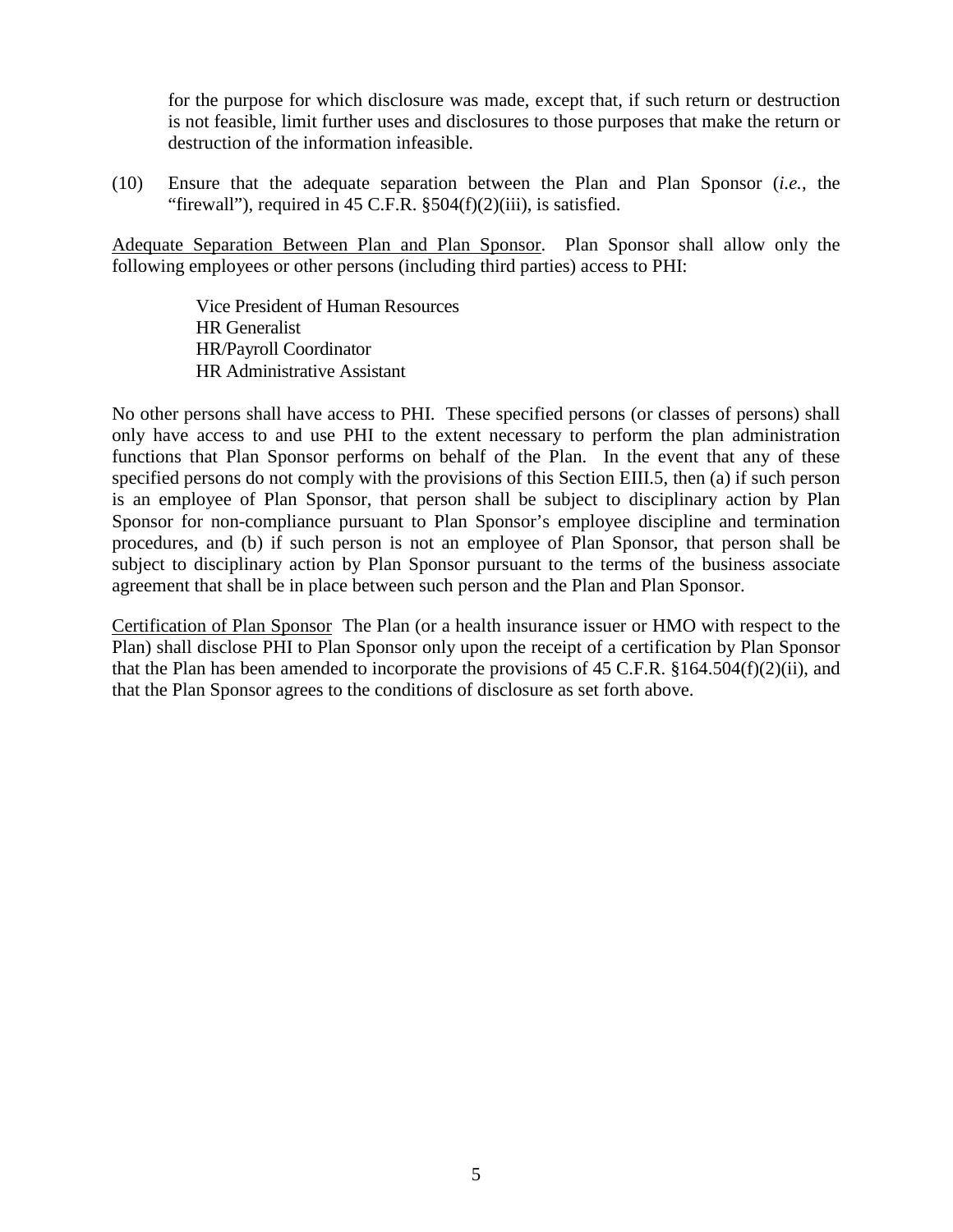for the purpose for which disclosure was made, except that, if such return or destruction is not feasible, limit further uses and disclosures to those purposes that make the return or destruction of the information infeasible.

(10) Ensure that the adequate separation between the Plan and Plan Sponsor (*i.e.*, the "firewall"), required in 45 C.F.R. §504(f)(2)(iii), is satisfied.

<u>Adequate Separation Between Plan and Plan Sponsor</u>. Plan Sponsor shall allow only the following employees or other persons (including third parties) access to PHI:

Vice President of Human Resources
HR Generalist
HR/Payroll Coordinator
HR Administrative Assistant

No other persons shall have access to PHI. These specified persons (or classes of persons) shall only have access to and use PHI to the extent necessary to perform the plan administration functions that Plan Sponsor performs on behalf of the Plan. In the event that any of these specified persons do not comply with the provisions of this Section EIII.5, then (a) if such person is an employee of Plan Sponsor, that person shall be subject to disciplinary action by Plan Sponsor for non-compliance pursuant to Plan Sponsor's employee discipline and termination procedures, and (b) if such person is not an employee of Plan Sponsor, that person shall be subject to disciplinary action by Plan Sponsor pursuant to the terms of the business associate agreement that shall be in place between such person and the Plan and Plan Sponsor.

<u>Certification of Plan Sponsor</u> The Plan (or a health insurance issuer or HMO with respect to the Plan) shall disclose PHI to Plan Sponsor only upon the receipt of a certification by Plan Sponsor that the Plan has been amended to incorporate the provisions of 45 C.F.R. §164.504(f)(2)(ii), and that the Plan Sponsor agrees to the conditions of disclosure as set forth above.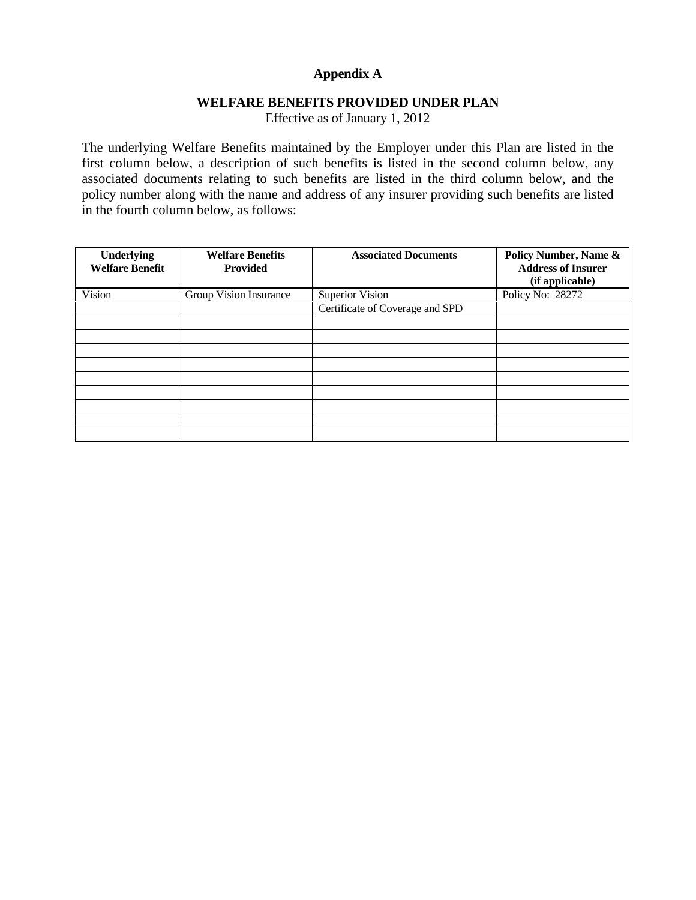# Appendix A

## WELFARE BENEFITS PROVIDED UNDER PLAN

Effective as of January 1, 2012

The underlying Welfare Benefits maintained by the Employer under this Plan are listed in the first column below, a description of such benefits is listed in the second column below, any associated documents relating to such benefits are listed in the third column below, and the policy number along with the name and address of any insurer providing such benefits are listed in the fourth column below, as follows:

| Underlying Welfare Benefit | Welfare Benefits Provided | Associated Documents | Policy Number, Name & Address of Insurer (if applicable) |
|---|---|---|---|
| Vision | Group Vision Insurance | Superior Vision | Policy No: 28272 |
| | | Certificate of Coverage and SPD | |
| | | | |
| | | | |
| | | | |
| | | | |
| | | | |
| | | | |
| | | | |
| | | | |
| | | | |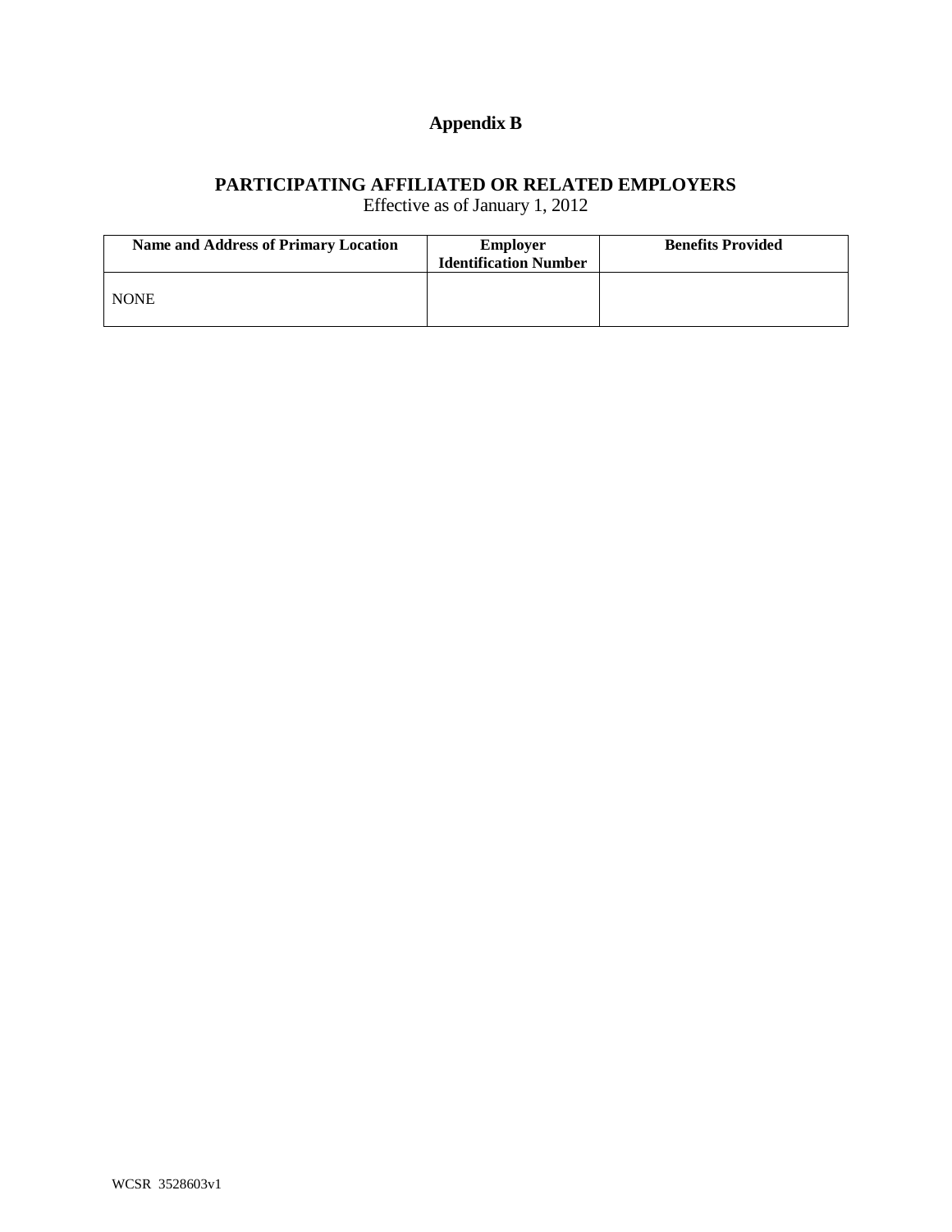# Appendix B

## PARTICIPATING AFFILIATED OR RELATED EMPLOYERS

Effective as of January 1, 2012

| Name and Address of Primary Location | Employer Identification Number | Benefits Provided |
|---|---|---|
| NONE | | |

WCSR 3528603v1